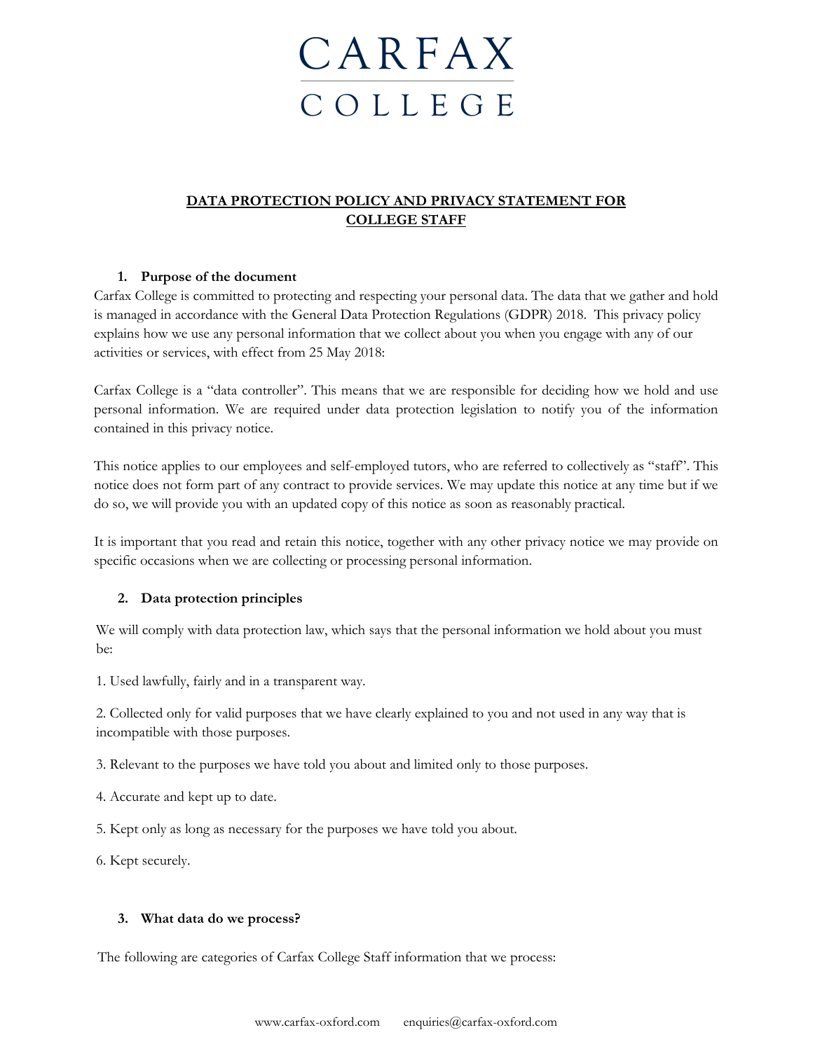# CARFAX COLLEGE

## DATA PROTECTION POLICY AND PRIVACY STATEMENT FOR COLLEGE STAFF

### 1. Purpose of the document

Carfax College is committed to protecting and respecting your personal data. The data that we gather and hold is managed in accordance with the General Data Protection Regulations (GDPR) 2018. This privacy policy explains how we use any personal information that we collect about you when you engage with any of our activities or services, with effect from 25 May 2018:

Carfax College is a "data controller". This means that we are responsible for deciding how we hold and use personal information. We are required under data protection legislation to notify you of the information contained in this privacy notice.

This notice applies to our employees and self-employed tutors, who are referred to collectively as "staff". This notice does not form part of any contract to provide services. We may update this notice at any time but if we do so, we will provide you with an updated copy of this notice as soon as reasonably practical.

It is important that you read and retain this notice, together with any other privacy notice we may provide on specific occasions when we are collecting or processing personal information.

### 2. Data protection principles

We will comply with data protection law, which says that the personal information we hold about you must be:

1. Used lawfully, fairly and in a transparent way.

2. Collected only for valid purposes that we have clearly explained to you and not used in any way that is incompatible with those purposes.

3. Relevant to the purposes we have told you about and limited only to those purposes.

4. Accurate and kept up to date.

5. Kept only as long as necessary for the purposes we have told you about.

6. Kept securely.

### 3. What data do we process?

The following are categories of Carfax College Staff information that we process: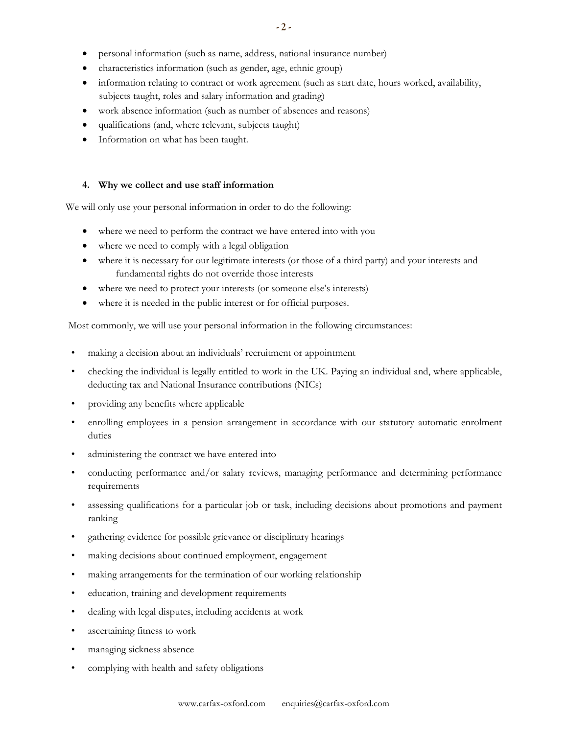- personal information (such as name, address, national insurance number)
- characteristics information (such as gender, age, ethnic group)
- information relating to contract or work agreement (such as start date, hours worked, availability, subjects taught, roles and salary information and grading)
- work absence information (such as number of absences and reasons)
- qualifications (and, where relevant, subjects taught)
- Information on what has been taught.

#### 4. Why we collect and use staff information

We will only use your personal information in order to do the following:

- where we need to perform the contract we have entered into with you
- where we need to comply with a legal obligation
- where it is necessary for our legitimate interests (or those of a third party) and your interests and fundamental rights do not override those interests
- where we need to protect your interests (or someone else's interests)
- where it is needed in the public interest or for official purposes.

Most commonly, we will use your personal information in the following circumstances:

- making a decision about an individuals' recruitment or appointment
- checking the individual is legally entitled to work in the UK. Paying an individual and, where applicable, deducting tax and National Insurance contributions (NICs)
- providing any benefits where applicable
- enrolling employees in a pension arrangement in accordance with our statutory automatic enrolment duties
- administering the contract we have entered into
- conducting performance and/or salary reviews, managing performance and determining performance requirements
- assessing qualifications for a particular job or task, including decisions about promotions and payment ranking
- gathering evidence for possible grievance or disciplinary hearings
- making decisions about continued employment, engagement
- making arrangements for the termination of our working relationship
- education, training and development requirements
- dealing with legal disputes, including accidents at work
- ascertaining fitness to work
- managing sickness absence
- complying with health and safety obligations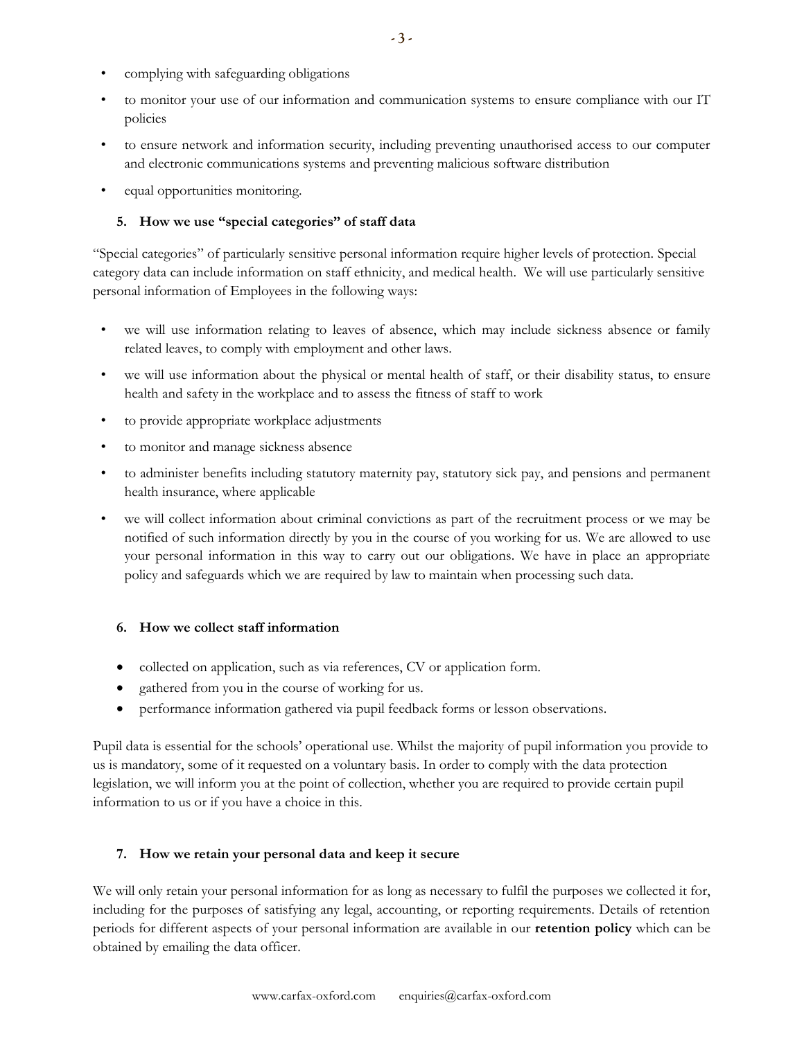- complying with safeguarding obligations
- to monitor your use of our information and communication systems to ensure compliance with our IT policies
- to ensure network and information security, including preventing unauthorised access to our computer and electronic communications systems and preventing malicious software distribution
- equal opportunities monitoring.

### 5. How we use "special categories" of staff data

"Special categories" of particularly sensitive personal information require higher levels of protection. Special category data can include information on staff ethnicity, and medical health. We will use particularly sensitive personal information of Employees in the following ways:

- we will use information relating to leaves of absence, which may include sickness absence or family related leaves, to comply with employment and other laws.
- we will use information about the physical or mental health of staff, or their disability status, to ensure health and safety in the workplace and to assess the fitness of staff to work
- to provide appropriate workplace adjustments
- to monitor and manage sickness absence
- to administer benefits including statutory maternity pay, statutory sick pay, and pensions and permanent health insurance, where applicable
- we will collect information about criminal convictions as part of the recruitment process or we may be notified of such information directly by you in the course of you working for us. We are allowed to use your personal information in this way to carry out our obligations. We have in place an appropriate policy and safeguards which we are required by law to maintain when processing such data.

### 6. How we collect staff information

- collected on application, such as via references, CV or application form.
- gathered from you in the course of working for us.
- performance information gathered via pupil feedback forms or lesson observations.

Pupil data is essential for the schools' operational use. Whilst the majority of pupil information you provide to us is mandatory, some of it requested on a voluntary basis. In order to comply with the data protection legislation, we will inform you at the point of collection, whether you are required to provide certain pupil information to us or if you have a choice in this.

### 7. How we retain your personal data and keep it secure

We will only retain your personal information for as long as necessary to fulfil the purposes we collected it for, including for the purposes of satisfying any legal, accounting, or reporting requirements. Details of retention periods for different aspects of your personal information are available in our **retention policy** which can be obtained by emailing the data officer.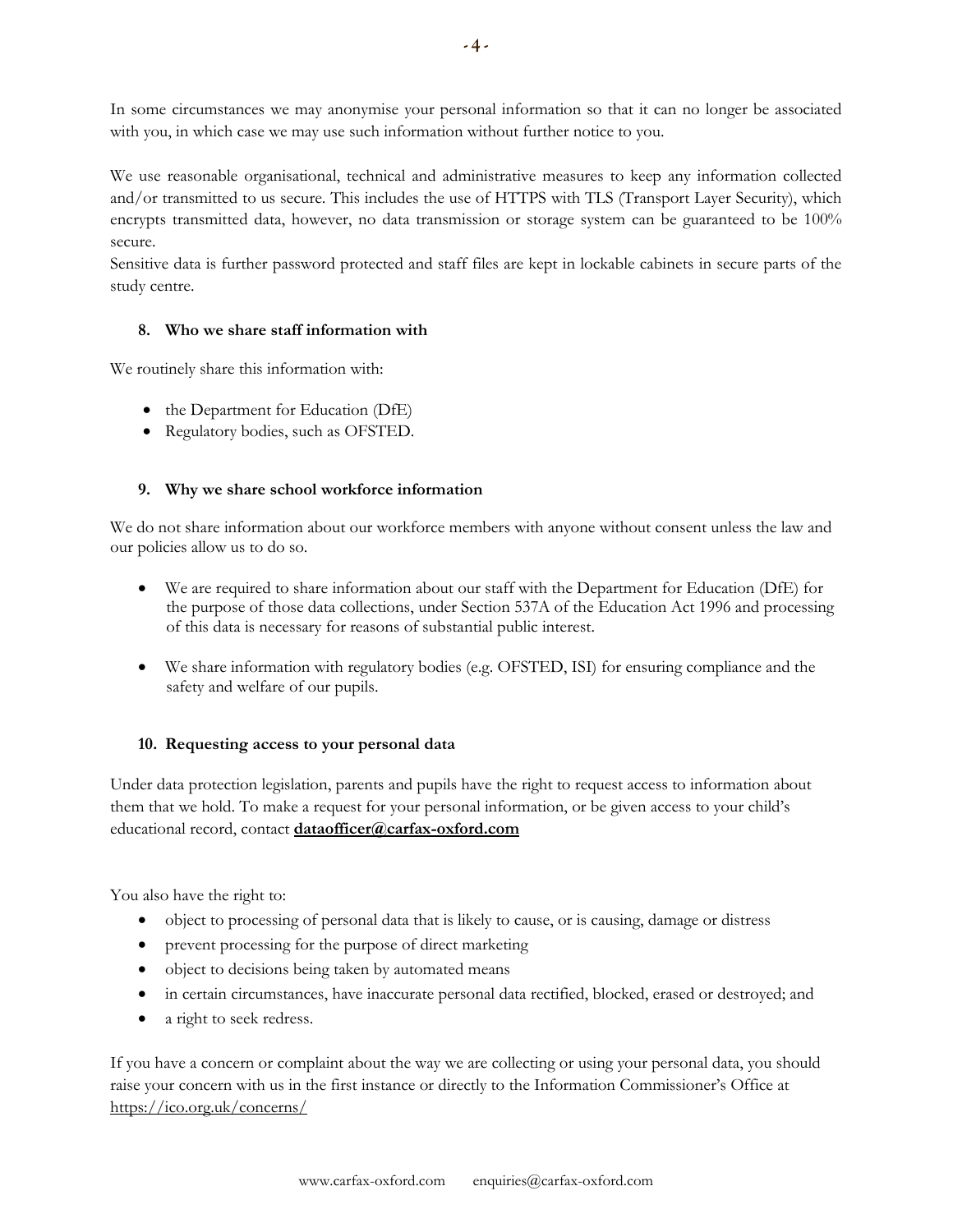In some circumstances we may anonymise your personal information so that it can no longer be associated with you, in which case we may use such information without further notice to you.

We use reasonable organisational, technical and administrative measures to keep any information collected and/or transmitted to us secure. This includes the use of HTTPS with TLS (Transport Layer Security), which encrypts transmitted data, however, no data transmission or storage system can be guaranteed to be 100% secure.
Sensitive data is further password protected and staff files are kept in lockable cabinets in secure parts of the study centre.

### 8. Who we share staff information with

We routinely share this information with:

- the Department for Education (DfE)
- Regulatory bodies, such as OFSTED.

### 9. Why we share school workforce information

We do not share information about our workforce members with anyone without consent unless the law and our policies allow us to do so.

- We are required to share information about our staff with the Department for Education (DfE) for the purpose of those data collections, under Section 537A of the Education Act 1996 and processing of this data is necessary for reasons of substantial public interest.

- We share information with regulatory bodies (e.g. OFSTED, ISI) for ensuring compliance and the safety and welfare of our pupils.

### 10. Requesting access to your personal data

Under data protection legislation, parents and pupils have the right to request access to information about them that we hold. To make a request for your personal information, or be given access to your child's educational record, contact **dataofficer@carfax-oxford.com**

You also have the right to:

- object to processing of personal data that is likely to cause, or is causing, damage or distress
- prevent processing for the purpose of direct marketing
- object to decisions being taken by automated means
- in certain circumstances, have inaccurate personal data rectified, blocked, erased or destroyed; and
- a right to seek redress.

If you have a concern or complaint about the way we are collecting or using your personal data, you should raise your concern with us in the first instance or directly to the Information Commissioner's Office at https://ico.org.uk/concerns/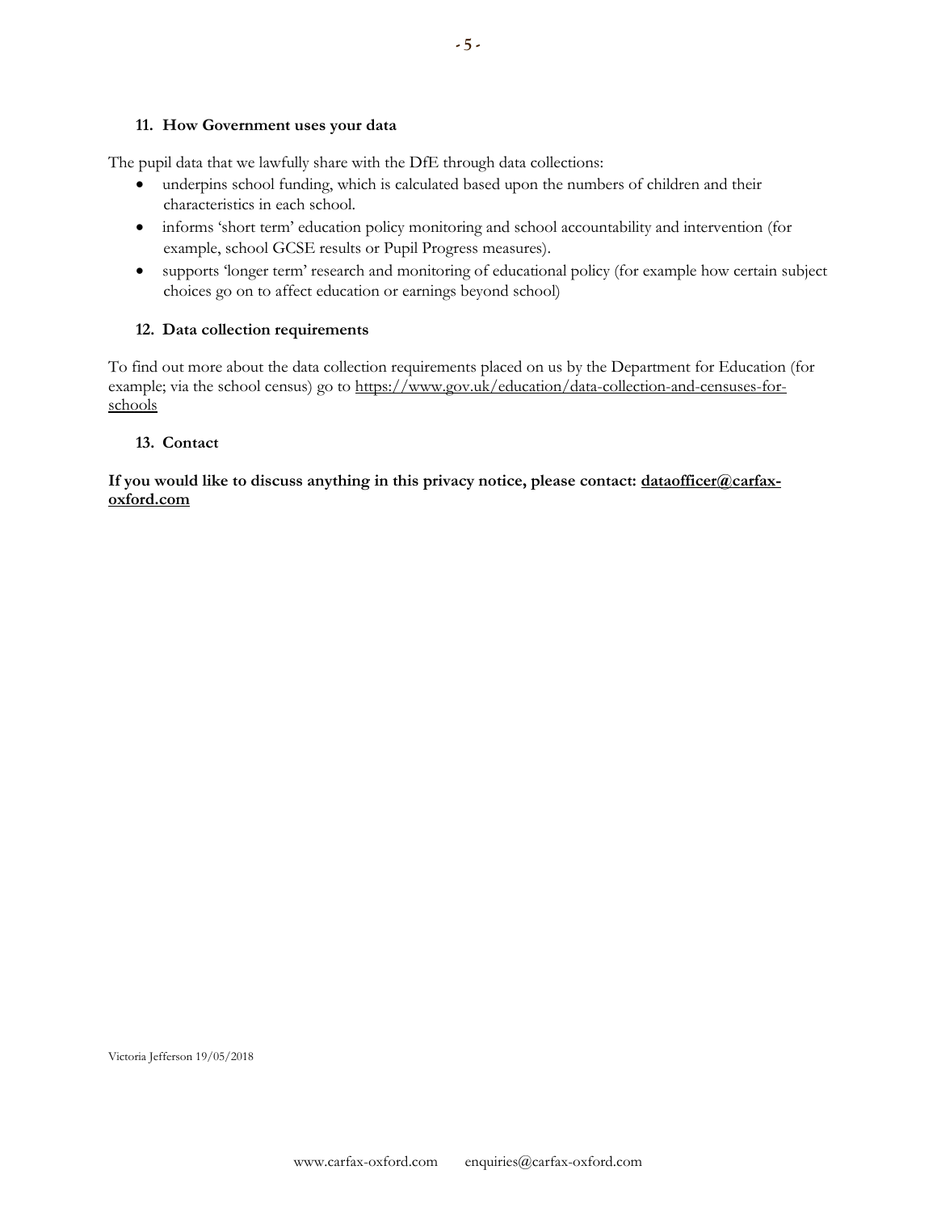### 11. How Government uses your data

The pupil data that we lawfully share with the DfE through data collections:

- underpins school funding, which is calculated based upon the numbers of children and their characteristics in each school.
- informs 'short term' education policy monitoring and school accountability and intervention (for example, school GCSE results or Pupil Progress measures).
- supports 'longer term' research and monitoring of educational policy (for example how certain subject choices go on to affect education or earnings beyond school)

### 12. Data collection requirements

To find out more about the data collection requirements placed on us by the Department for Education (for example; via the school census) go to https://www.gov.uk/education/data-collection-and-censuses-for-schools

### 13. Contact

**If you would like to discuss anything in this privacy notice, please contact: dataofficer@carfax-oxford.com**

Victoria Jefferson 19/05/2018

www.carfax-oxford.com enquiries@carfax-oxford.com